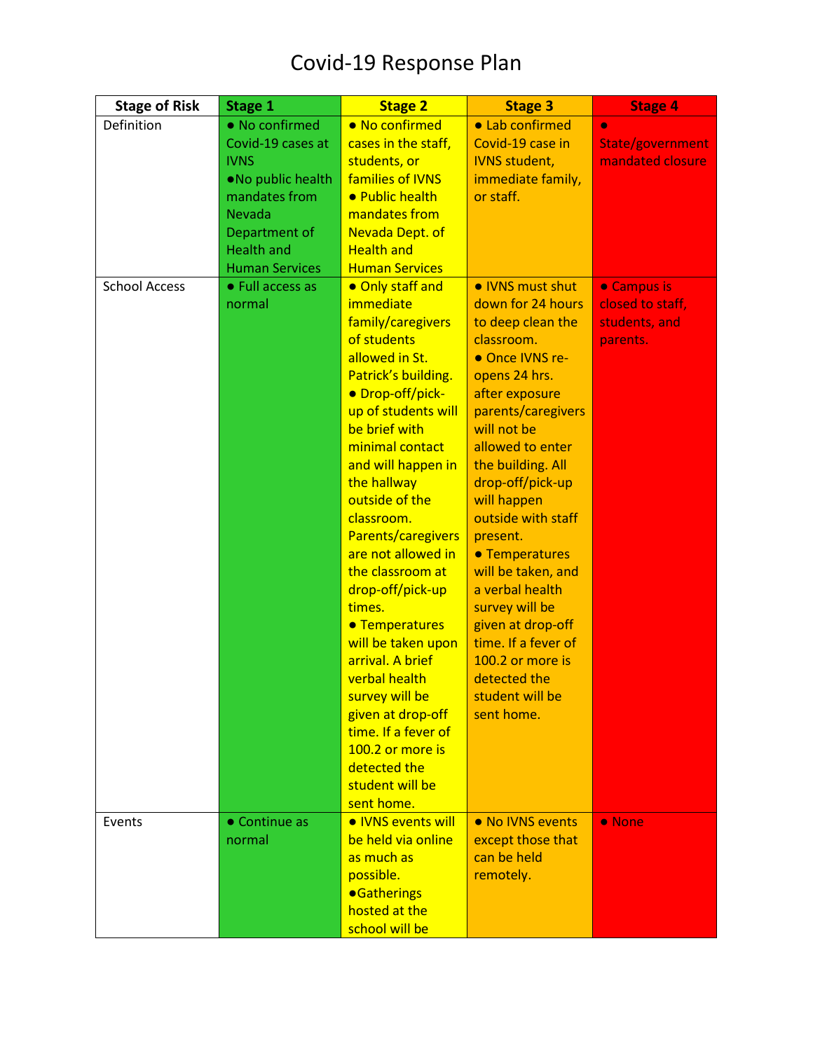# Covid-19 Response Plan

| Stage of Risk | Stage 1 | Stage 2 | Stage 3 | Stage 4 |
|---|---|---|---|---|
| Definition | ● No confirmed Covid-19 cases at IVNS<br>●No public health mandates from Nevada Department of Health and Human Services | ● No confirmed cases in the staff, students, or families of IVNS<br>● Public health mandates from Nevada Dept. of Health and Human Services | ● Lab confirmed Covid-19 case in IVNS student, immediate family, or staff. | ● State/government mandated closure |
| School Access | ● Full access as normal | ● Only staff and immediate family/caregivers of students allowed in St. Patrick's building.<br>● Drop-off/pick-up of students will be brief with minimal contact and will happen in the hallway outside of the classroom. Parents/caregivers are not allowed in the classroom at drop-off/pick-up times.<br>● Temperatures will be taken upon arrival. A brief verbal health survey will be given at drop-off time. If a fever of 100.2 or more is detected the student will be sent home. | ● IVNS must shut down for 24 hours to deep clean the classroom.<br>● Once IVNS re-opens 24 hrs. after exposure parents/caregivers will not be allowed to enter the building. All drop-off/pick-up will happen outside with staff present.<br>● Temperatures will be taken, and a verbal health survey will be given at drop-off time. If a fever of 100.2 or more is detected the student will be sent home. | ● Campus is closed to staff, students, and parents. |
| Events | ● Continue as normal | ● IVNS events will be held via online as much as possible.<br>●Gatherings hosted at the school will be | ● No IVNS events except those that can be held remotely. | ● None |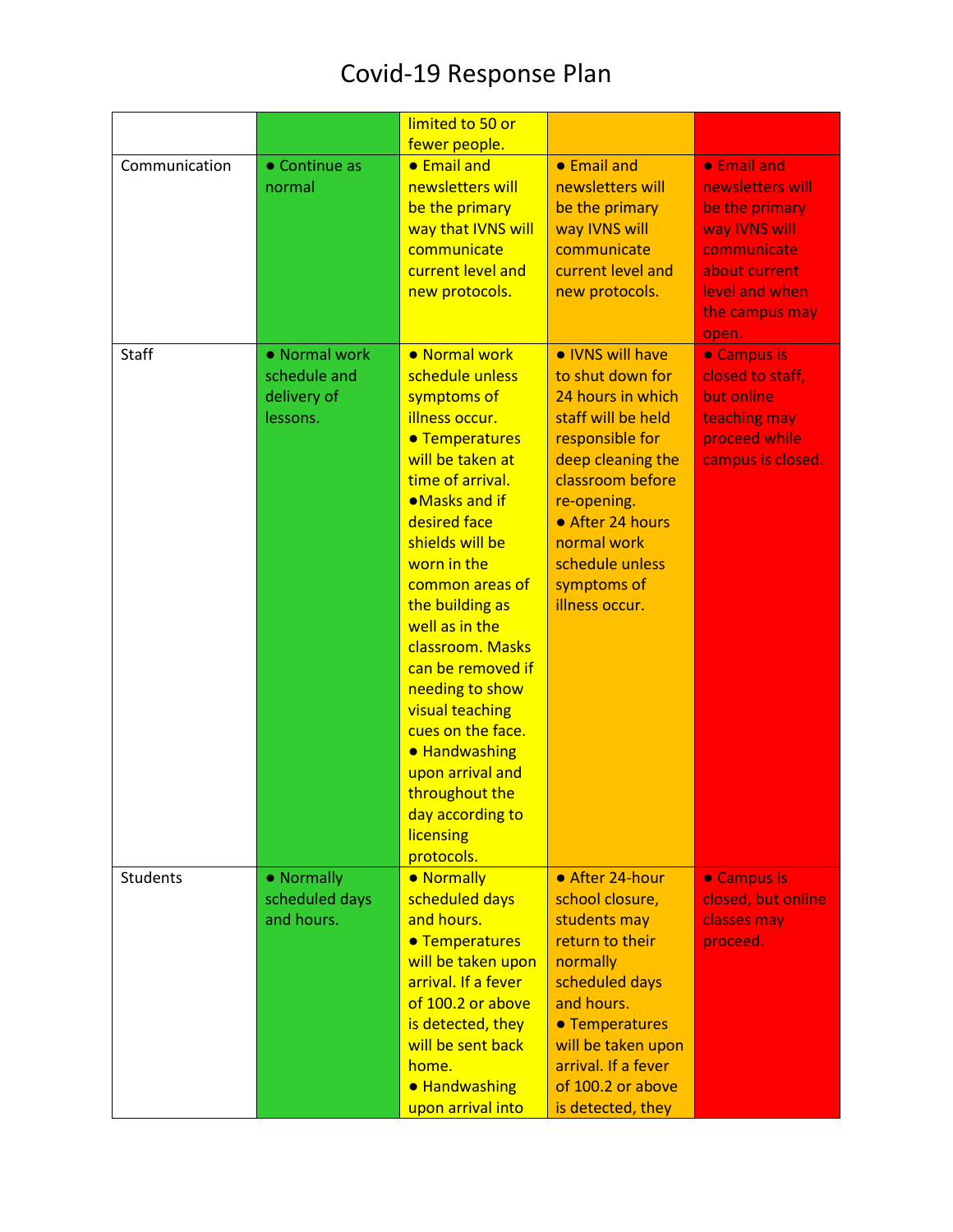# Covid-19 Response Plan

| | | | | |
|---|---|---|---|---|
| | | limited to 50 or fewer people. | | |
| Communication | ● Continue as normal | ● Email and newsletters will be the primary way that IVNS will communicate current level and new protocols. | ● Email and newsletters will be the primary way IVNS will communicate current level and new protocols. | ● Email and newsletters will be the primary way IVNS will communicate about current level and when the campus may open. |
| Staff | ● Normal work schedule and delivery of lessons. | ● Normal work schedule unless symptoms of illness occur. ● Temperatures will be taken at time of arrival. ●Masks and if desired face shields will be worn in the common areas of the building as well as in the classroom. Masks can be removed if needing to show visual teaching cues on the face. ● Handwashing upon arrival and throughout the day according to licensing protocols. | ● IVNS will have to shut down for 24 hours in which staff will be held responsible for deep cleaning the classroom before re-opening. ● After 24 hours normal work schedule unless symptoms of illness occur. | ● Campus is closed to staff, but online teaching may proceed while campus is closed. |
| Students | ● Normally scheduled days and hours. | ● Normally scheduled days and hours. ● Temperatures will be taken upon arrival. If a fever of 100.2 or above is detected, they will be sent back home. ● Handwashing upon arrival into | ● After 24-hour school closure, students may return to their normally scheduled days and hours. ● Temperatures will be taken upon arrival. If a fever of 100.2 or above is detected, they | ● Campus is closed, but online classes may proceed. |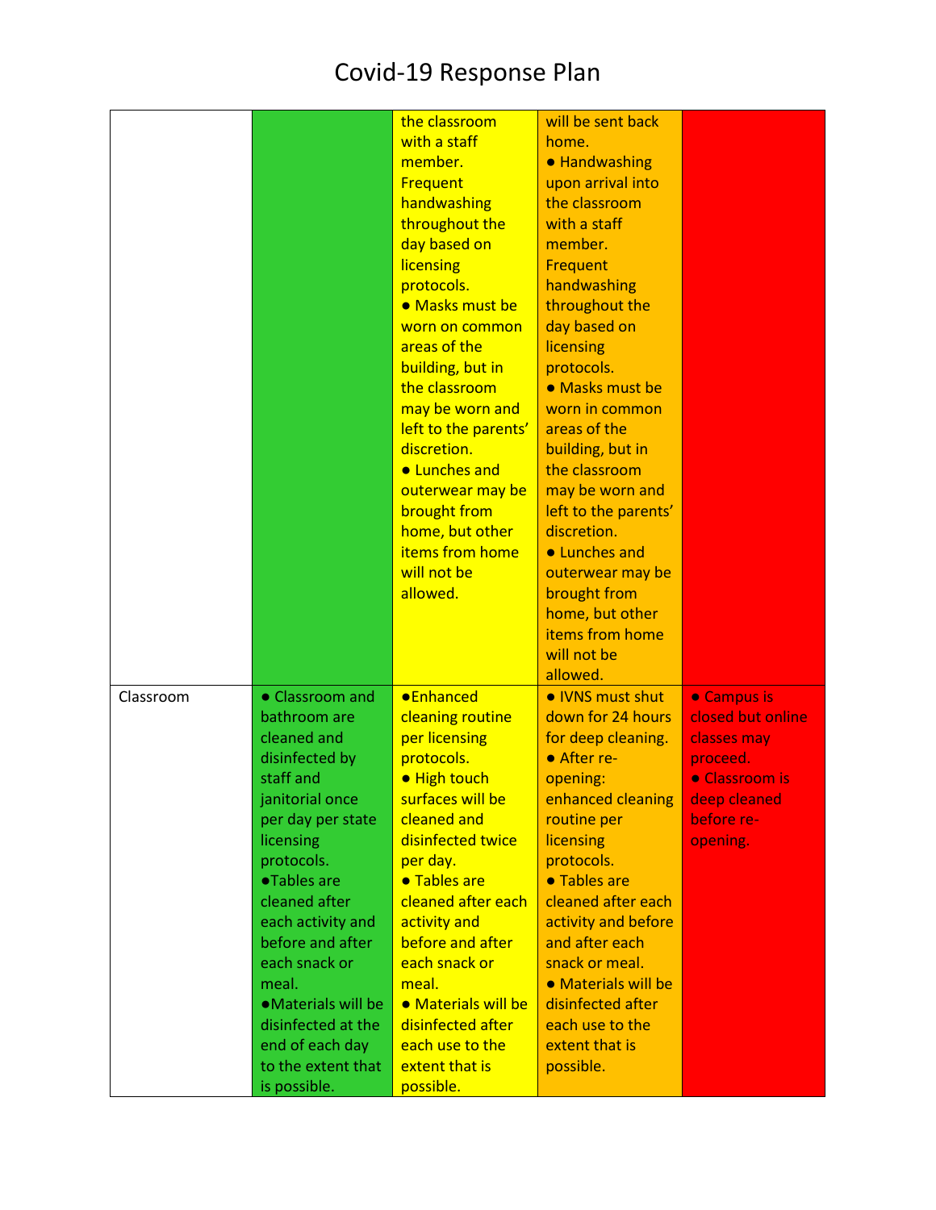# Covid-19 Response Plan

| | | | | |
|---|---|---|---|---|
| | | the classroom with a staff member. Frequent handwashing throughout the day based on licensing protocols. ● Masks must be worn on common areas of the building, but in the classroom may be worn and left to the parents' discretion. ● Lunches and outerwear may be brought from home, but other items from home will not be allowed. | will be sent back home. ● Handwashing upon arrival into the classroom with a staff member. Frequent handwashing throughout the day based on licensing protocols. ● Masks must be worn in common areas of the building, but in the classroom may be worn and left to the parents' discretion. ● Lunches and outerwear may be brought from home, but other items from home will not be allowed. | |
| Classroom | ● Classroom and bathroom are cleaned and disinfected by staff and janitorial once per day per state licensing protocols. ●Tables are cleaned after each activity and before and after each snack or meal. ●Materials will be disinfected at the end of each day to the extent that is possible. | ●Enhanced cleaning routine per licensing protocols. ● High touch surfaces will be cleaned and disinfected twice per day. ● Tables are cleaned after each activity and before and after each snack or meal. ● Materials will be disinfected after each use to the extent that is possible. | ● IVNS must shut down for 24 hours for deep cleaning. ● After re-opening: enhanced cleaning routine per licensing protocols. ● Tables are cleaned after each activity and before and after each snack or meal. ● Materials will be disinfected after each use to the extent that is possible. | ● Campus is closed but online classes may proceed. ● Classroom is deep cleaned before re-opening. |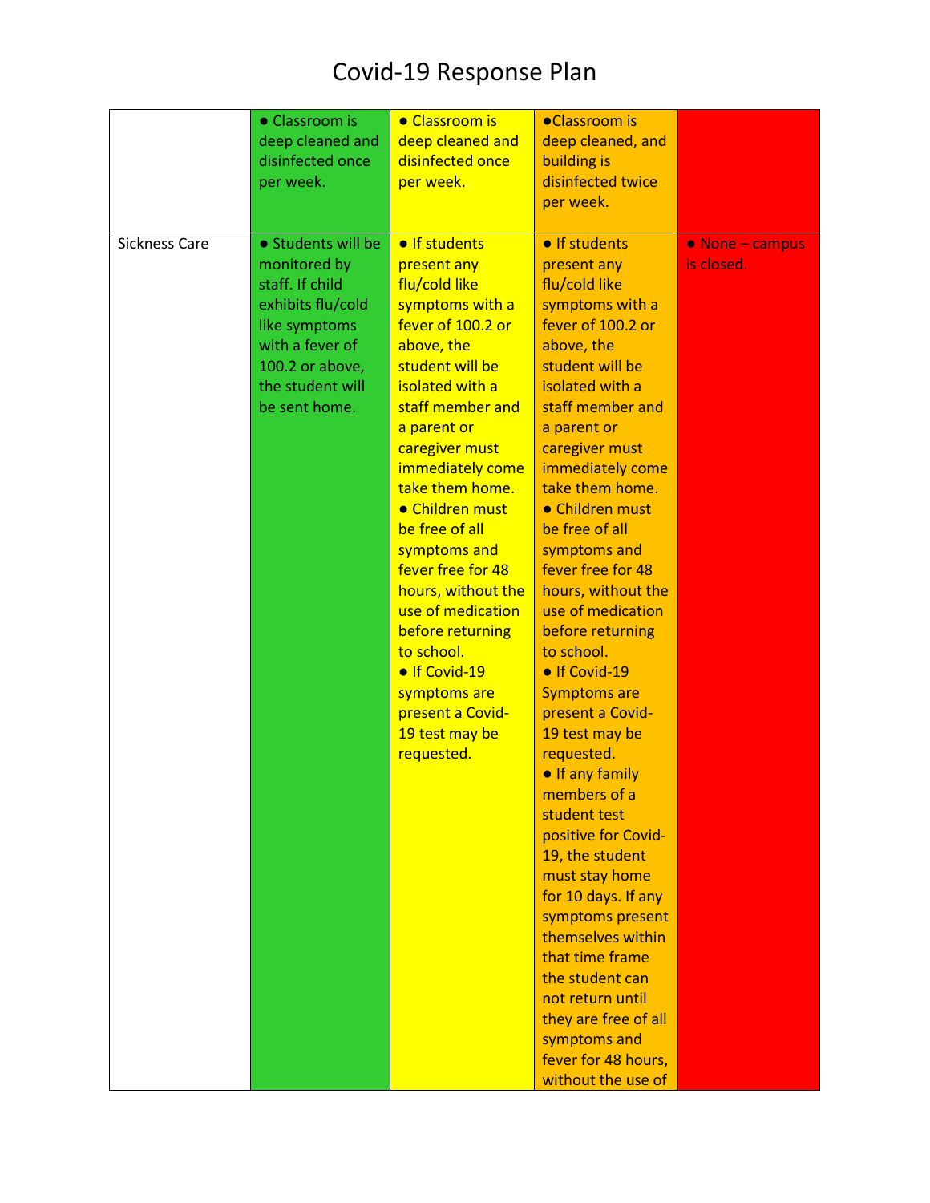# Covid-19 Response Plan

| | | | | |
|---|---|---|---|---|
| | ● Classroom is deep cleaned and disinfected once per week. | ● Classroom is deep cleaned and disinfected once per week. | ●Classroom is deep cleaned, and building is disinfected twice per week. | |
| Sickness Care | ● Students will be monitored by staff. If child exhibits flu/cold like symptoms with a fever of 100.2 or above, the student will be sent home. | ● If students present any flu/cold like symptoms with a fever of 100.2 or above, the student will be isolated with a staff member and a parent or caregiver must immediately come take them home. ● Children must be free of all symptoms and fever free for 48 hours, without the use of medication before returning to school. ● If Covid-19 symptoms are present a Covid-19 test may be requested. | ● If students present any flu/cold like symptoms with a fever of 100.2 or above, the student will be isolated with a staff member and a parent or caregiver must immediately come take them home. ● Children must be free of all symptoms and fever free for 48 hours, without the use of medication before returning to school. ● If Covid-19 Symptoms are present a Covid-19 test may be requested. ● If any family members of a student test positive for Covid-19, the student must stay home for 10 days. If any symptoms present themselves within that time frame the student can not return until they are free of all symptoms and fever free for 48 hours, without the use of | ● None – campus is closed. |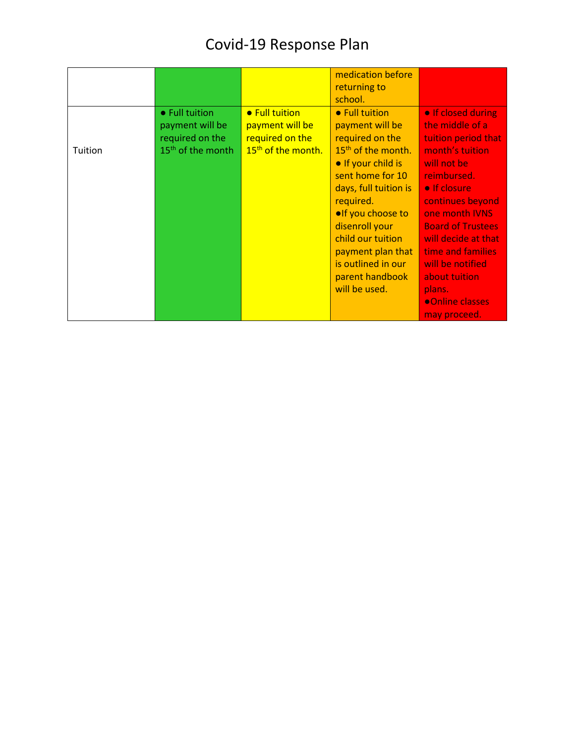# Covid-19 Response Plan

| | | | | |
|---|---|---|---|---|
| | | | medication before returning to school. | |
| Tuition | ● Full tuition payment will be required on the 15th of the month | ● Full tuition payment will be required on the 15th of the month. | ● Full tuition payment will be required on the 15th of the month. ● If your child is sent home for 10 days, full tuition is required. ●If you choose to disenroll your child our tuition payment plan that is outlined in our parent handbook will be used. | ● If closed during the middle of a tuition period that month's tuition will not be reimbursed. ● If closure continues beyond one month IVNS Board of Trustees will decide at that time and families will be notified about tuition plans. ●Online classes may proceed. |